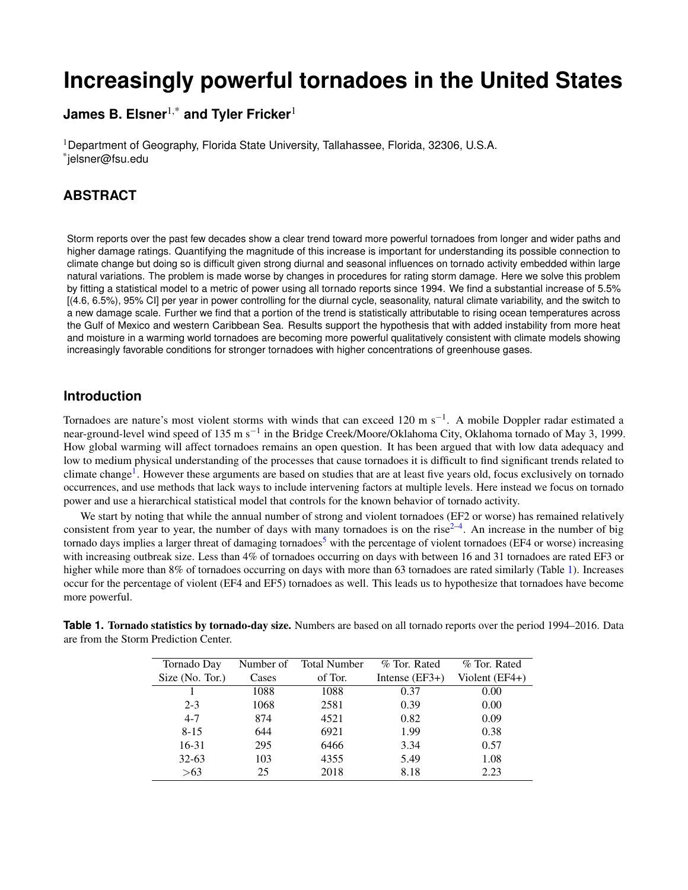# Increasingly powerful tornadoes in the United States

**James B. Elsner**[1,*] **and Tyler Fricker**[1]

[1]Department of Geography, Florida State University, Tallahassee, Florida, 32306, U.S.A.
[*]jelsner@fsu.edu

## ABSTRACT

Storm reports over the past few decades show a clear trend toward more powerful tornadoes from longer and wider paths and higher damage ratings. Quantifying the magnitude of this increase is important for understanding its possible connection to climate change but doing so is difficult given strong diurnal and seasonal influences on tornado activity embedded within large natural variations. The problem is made worse by changes in procedures for rating storm damage. Here we solve this problem by fitting a statistical model to a metric of power using all tornado reports since 1994. We find a substantial increase of 5.5% [(4.6, 6.5%), 95% CI] per year in power controlling for the diurnal cycle, seasonality, natural climate variability, and the switch to a new damage scale. Further we find that a portion of the trend is statistically attributable to rising ocean temperatures across the Gulf of Mexico and western Caribbean Sea. Results support the hypothesis that with added instability from more heat and moisture in a warming world tornadoes are becoming more powerful qualitatively consistent with climate models showing increasingly favorable conditions for stronger tornadoes with higher concentrations of greenhouse gases.

## Introduction

Tornadoes are nature's most violent storms with winds that can exceed 120 m s$^{-1}$. A mobile Doppler radar estimated a near-ground-level wind speed of 135 m s$^{-1}$ in the Bridge Creek/Moore/Oklahoma City, Oklahoma tornado of May 3, 1999. How global warming will affect tornadoes remains an open question. It has been argued that with low data adequacy and low to medium physical understanding of the processes that cause tornadoes it is difficult to find significant trends related to climate change[1]. However these arguments are based on studies that are at least five years old, focus exclusively on tornado occurrences, and use methods that lack ways to include intervening factors at multiple levels. Here instead we focus on tornado power and use a hierarchical statistical model that controls for the known behavior of tornado activity.

We start by noting that while the annual number of strong and violent tornadoes (EF2 or worse) has remained relatively consistent from year to year, the number of days with many tornadoes is on the rise[2–4]. An increase in the number of big tornado days implies a larger threat of damaging tornadoes[5] with the percentage of violent tornadoes (EF4 or worse) increasing with increasing outbreak size. Less than 4% of tornadoes occurring on days with between 16 and 31 tornadoes are rated EF3 or higher while more than 8% of tornadoes occurring on days with more than 63 tornadoes are rated similarly (Table 1). Increases occur for the percentage of violent (EF4 and EF5) tornadoes as well. This leads us to hypothesize that tornadoes have become more powerful.

**Table 1. Tornado statistics by tornado-day size.** Numbers are based on all tornado reports over the period 1994–2016. Data are from the Storm Prediction Center.

| Tornado Day Size (No. Tor.) | Number of Cases | Total Number of Tor. | % Tor. Rated Intense (EF3+) | % Tor. Rated Violent (EF4+) |
|---|---|---|---|---|
| 1 | 1088 | 1088 | 0.37 | 0.00 |
| 2-3 | 1068 | 2581 | 0.39 | 0.00 |
| 4-7 | 874 | 4521 | 0.82 | 0.09 |
| 8-15 | 644 | 6921 | 1.99 | 0.38 |
| 16-31 | 295 | 6466 | 3.34 | 0.57 |
| 32-63 | 103 | 4355 | 5.49 | 1.08 |
| >63 | 25 | 2018 | 8.18 | 2.23 |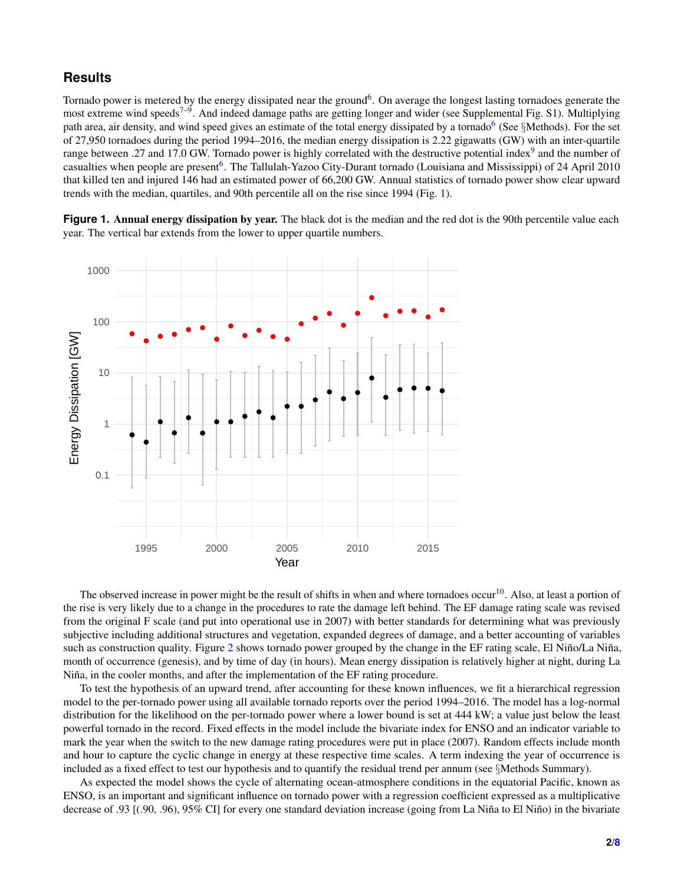## Results

Tornado power is metered by the energy dissipated near the ground[6]. On average the longest lasting tornadoes generate the most extreme wind speeds[7–9]. And indeed damage paths are getting longer and wider (see Supplemental Fig. S1). Multiplying path area, air density, and wind speed gives an estimate of the total energy dissipated by a tornado[6] (See §Methods). For the set of 27,950 tornadoes during the period 1994–2016, the median energy dissipation is 2.22 gigawatts (GW) with an inter-quartile range between .27 and 17.0 GW. Tornado power is highly correlated with the destructive potential index[9] and the number of casualties when people are present[6]. The Tallulah-Yazoo City-Durant tornado (Louisiana and Mississippi) of 24 April 2010 that killed ten and injured 146 had an estimated power of 66,200 GW. Annual statistics of tornado power show clear upward trends with the median, quartiles, and 90th percentile all on the rise since 1994 (Fig. 1).

**Figure 1. Annual energy dissipation by year.** The black dot is the median and the red dot is the 90th percentile value each year. The vertical bar extends from the lower to upper quartile numbers.

The observed increase in power might be the result of shifts in when and where tornadoes occur[10]. Also, at least a portion of the rise is very likely due to a change in the procedures to rate the damage left behind. The EF damage rating scale was revised from the original F scale (and put into operational use in 2007) with better standards for determining what was previously subjective including additional structures and vegetation, expanded degrees of damage, and a better accounting of variables such as construction quality. Figure 2 shows tornado power grouped by the change in the EF rating scale, El Niño/La Niña, month of occurrence (genesis), and by time of day (in hours). Mean energy dissipation is relatively higher at night, during La Niña, in the cooler months, and after the implementation of the EF rating procedure.

To test the hypothesis of an upward trend, after accounting for these known influences, we fit a hierarchical regression model to the per-tornado power using all available tornado reports over the period 1994–2016. The model has a log-normal distribution for the likelihood on the per-tornado power where a lower bound is set at 444 kW; a value just below the least powerful tornado in the record. Fixed effects in the model include the bivariate index for ENSO and an indicator variable to mark the year when the switch to the new damage rating procedures were put in place (2007). Random effects include month and hour to capture the cyclic change in energy at these respective time scales. A term indexing the year of occurrence is included as a fixed effect to test our hypothesis and to quantify the residual trend per annum (see §Methods Summary).

As expected the model shows the cycle of alternating ocean-atmosphere conditions in the equatorial Pacific, known as ENSO, is an important and significant influence on tornado power with a regression coefficient expressed as a multiplicative decrease of .93 [(.90, .96), 95% CI] for every one standard deviation increase (going from La Niña to El Niño) in the bivariate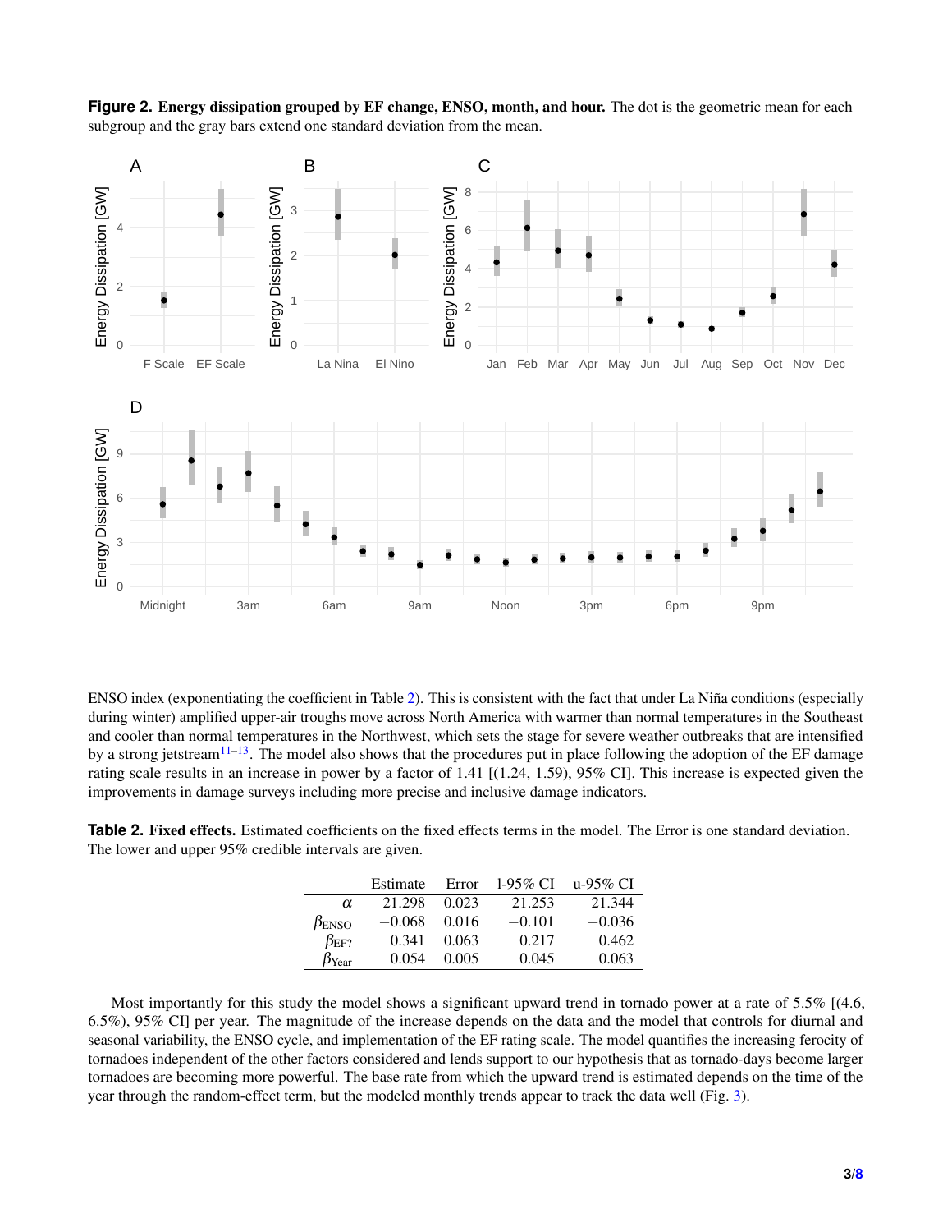**Figure 2. Energy dissipation grouped by EF change, ENSO, month, and hour.** The dot is the geometric mean for each subgroup and the gray bars extend one standard deviation from the mean.

ENSO index (exponentiating the coefficient in Table 2). This is consistent with the fact that under La Niña conditions (especially during winter) amplified upper-air troughs move across North America with warmer than normal temperatures in the Southeast and cooler than normal temperatures in the Northwest, which sets the stage for severe weather outbreaks that are intensified by a strong jetstream[11–13]. The model also shows that the procedures put in place following the adoption of the EF damage rating scale results in an increase in power by a factor of 1.41 [(1.24, 1.59), 95% CI]. This increase is expected given the improvements in damage surveys including more precise and inclusive damage indicators.

**Table 2. Fixed effects.** Estimated coefficients on the fixed effects terms in the model. The Error is one standard deviation. The lower and upper 95% credible intervals are given.

| | Estimate | Error | l-95% CI | u-95% CI |
|---|---|---|---|---|
| $\alpha$ | 21.298 | 0.023 | 21.253 | 21.344 |
| $\beta_{\text{ENSO}}$ | $-0.068$ | 0.016 | $-0.101$ | $-0.036$ |
| $\beta_{\text{EF?}}$ | 0.341 | 0.063 | 0.217 | 0.462 |
| $\beta_{\text{Year}}$ | 0.054 | 0.005 | 0.045 | 0.063 |

Most importantly for this study the model shows a significant upward trend in tornado power at a rate of 5.5% [(4.6, 6.5%), 95% CI] per year. The magnitude of the increase depends on the data and the model that controls for diurnal and seasonal variability, the ENSO cycle, and implementation of the EF rating scale. The model quantifies the increasing ferocity of tornadoes independent of the other factors considered and lends support to our hypothesis that as tornado-days become larger tornadoes are becoming more powerful. The base rate from which the upward trend is estimated depends on the time of the year through the random-effect term, but the modeled monthly trends appear to track the data well (Fig. 3).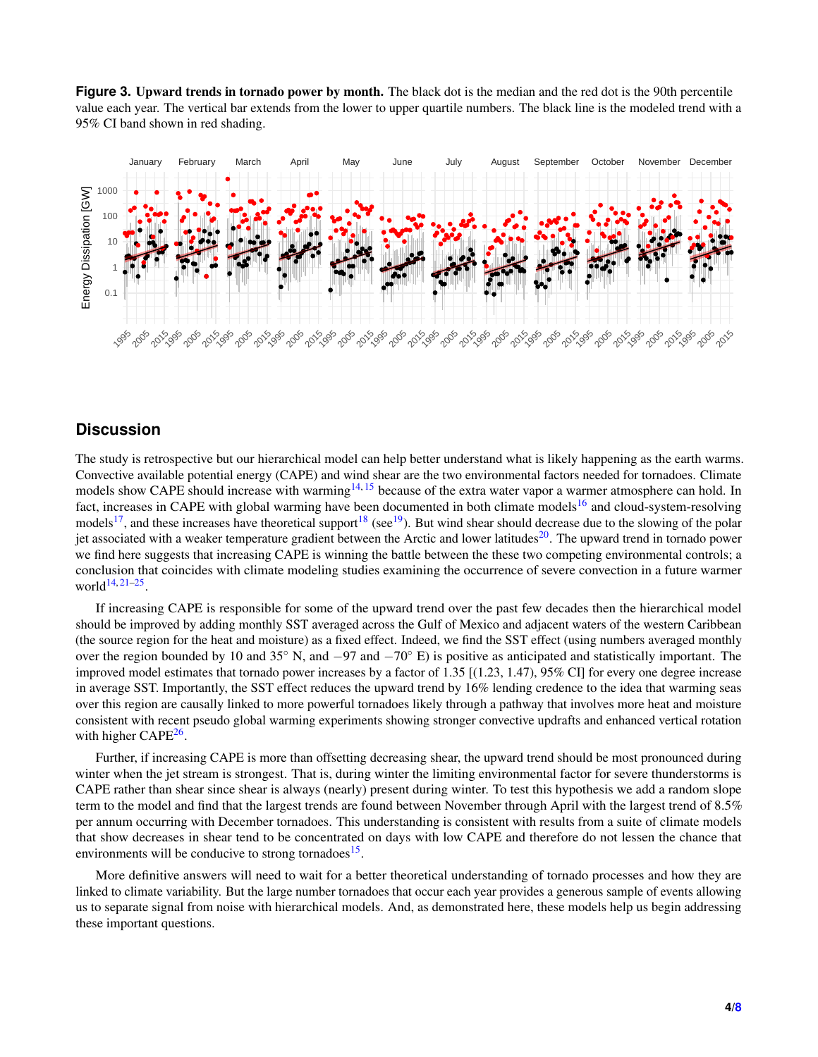**Figure 3. Upward trends in tornado power by month.** The black dot is the median and the red dot is the 90th percentile value each year. The vertical bar extends from the lower to upper quartile numbers. The black line is the modeled trend with a 95% CI band shown in red shading.

## Discussion

The study is retrospective but our hierarchical model can help better understand what is likely happening as the earth warms. Convective available potential energy (CAPE) and wind shear are the two environmental factors needed for tornadoes. Climate models show CAPE should increase with warming[14, 15] because of the extra water vapor a warmer atmosphere can hold. In fact, increases in CAPE with global warming have been documented in both climate models[16] and cloud-system-resolving models[17], and these increases have theoretical support[18] (see[19]). But wind shear should decrease due to the slowing of the polar jet associated with a weaker temperature gradient between the Arctic and lower latitudes[20]. The upward trend in tornado power we find here suggests that increasing CAPE is winning the battle between the these two competing environmental controls; a conclusion that coincides with climate modeling studies examining the occurrence of severe convection in a future warmer world[14, 21–25].

If increasing CAPE is responsible for some of the upward trend over the past few decades then the hierarchical model should be improved by adding monthly SST averaged across the Gulf of Mexico and adjacent waters of the western Caribbean (the source region for the heat and moisture) as a fixed effect. Indeed, we find the SST effect (using numbers averaged monthly over the region bounded by 10 and 35° N, and $-97$ and $-70$° E) is positive as anticipated and statistically important. The improved model estimates that tornado power increases by a factor of 1.35 [(1.23, 1.47), 95% CI] for every one degree increase in average SST. Importantly, the SST effect reduces the upward trend by 16% lending credence to the idea that warming seas over this region are causally linked to more powerful tornadoes likely through a pathway that involves more heat and moisture consistent with recent pseudo global warming experiments showing stronger convective updrafts and enhanced vertical rotation with higher CAPE[26].

Further, if increasing CAPE is more than offsetting decreasing shear, the upward trend should be most pronounced during winter when the jet stream is strongest. That is, during winter the limiting environmental factor for severe thunderstorms is CAPE rather than shear since shear is always (nearly) present during winter. To test this hypothesis we add a random slope term to the model and find that the largest trends are found between November through April with the largest trend of 8.5% per annum occurring with December tornadoes. This understanding is consistent with results from a suite of climate models that show decreases in shear tend to be concentrated on days with low CAPE and therefore do not lessen the chance that environments will be conducive to strong tornadoes[15].

More definitive answers will need to wait for a better theoretical understanding of tornado processes and how they are linked to climate variability. But the large number tornadoes that occur each year provides a generous sample of events allowing us to separate signal from noise with hierarchical models. And, as demonstrated here, these models help us begin addressing these important questions.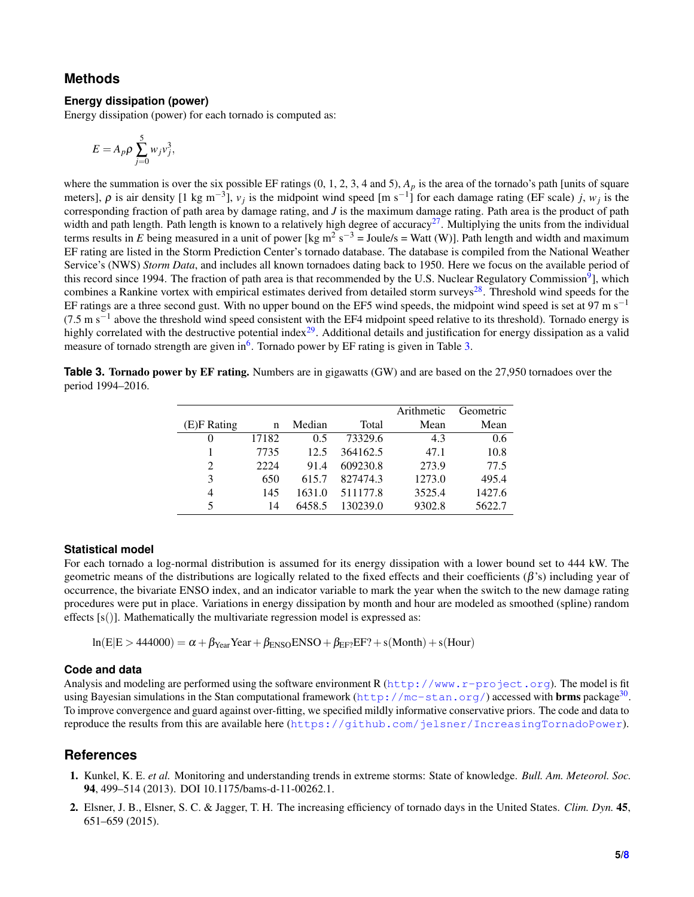# Methods

## Energy dissipation (power)

Energy dissipation (power) for each tornado is computed as:

$$E = A_p \rho \sum_{j=0}^{5} w_j v_j^3,$$

where the summation is over the six possible EF ratings (0, 1, 2, 3, 4 and 5), $A_p$ is the area of the tornado's path [units of square meters], $\rho$ is air density [1 kg m$^{-3}$], $v_j$ is the midpoint wind speed [m s$^{-1}$] for each damage rating (EF scale) $j$, $w_j$ is the corresponding fraction of path area by damage rating, and $J$ is the maximum damage rating. Path area is the product of path width and path length. Path length is known to a relatively high degree of accuracy[27]. Multiplying the units from the individual terms results in $E$ being measured in a unit of power [kg m$^2$ s$^{-3}$ = Joule/s = Watt (W)]. Path length and width and maximum EF rating are listed in the Storm Prediction Center's tornado database. The database is compiled from the National Weather Service's (NWS) *Storm Data*, and includes all known tornadoes dating back to 1950. Here we focus on the available period of this record since 1994. The fraction of path area is that recommended by the U.S. Nuclear Regulatory Commission[9]], which combines a Rankine vortex with empirical estimates derived from detailed storm surveys[28]. Threshold wind speeds for the EF ratings are a three second gust. With no upper bound on the EF5 wind speeds, the midpoint wind speed is set at 97 m s$^{-1}$ (7.5 m s$^{-1}$ above the threshold wind speed consistent with the EF4 midpoint speed relative to its threshold). Tornado energy is highly correlated with the destructive potential index[29]. Additional details and justification for energy dissipation as a valid measure of tornado strength are given in[6]. Tornado power by EF rating is given in Table 3.

**Table 3. Tornado power by EF rating.** Numbers are in gigawatts (GW) and are based on the 27,950 tornadoes over the period 1994–2016.

| (E)F Rating | n | Median | Total | Arithmetic Mean | Geometric Mean |
|---|---|---|---|---|---|
| 0 | 17182 | 0.5 | 73329.6 | 4.3 | 0.6 |
| 1 | 7735 | 12.5 | 364162.5 | 47.1 | 10.8 |
| 2 | 2224 | 91.4 | 609230.8 | 273.9 | 77.5 |
| 3 | 650 | 615.7 | 827474.3 | 1273.0 | 495.4 |
| 4 | 145 | 1631.0 | 511177.8 | 3525.4 | 1427.6 |
| 5 | 14 | 6458.5 | 130239.0 | 9302.8 | 5622.7 |

## Statistical model

For each tornado a log-normal distribution is assumed for its energy dissipation with a lower bound set to 444 kW. The geometric means of the distributions are logically related to the fixed effects and their coefficients ($\beta$'s) including year of occurrence, the bivariate ENSO index, and an indicator variable to mark the year when the switch to the new damage rating procedures were put in place. Variations in energy dissipation by month and hour are modeled as smoothed (spline) random effects [s()]. Mathematically the multivariate regression model is expressed as:

$$\ln(\mathrm{E}|\mathrm{E} > 444000) = \alpha + \beta_{\mathrm{Year}}\mathrm{Year} + \beta_{\mathrm{ENSO}}\mathrm{ENSO} + \beta_{\mathrm{EF?}}\mathrm{EF?} + \mathrm{s(Month)} + \mathrm{s(Hour)}$$

## Code and data

Analysis and modeling are performed using the software environment R (`http://www.r-project.org`). The model is fit using Bayesian simulations in the Stan computational framework (`http://mc-stan.org/`) accessed with **brms** package[30]. To improve convergence and guard against over-fitting, we specified mildly informative conservative priors. The code and data to reproduce the results from this are available here (`https://github.com/jelsner/IncreasingTornadoPower`).

# References

1. Kunkel, K. E. *et al.* Monitoring and understanding trends in extreme storms: State of knowledge. *Bull. Am. Meteorol. Soc.* **94**, 499–514 (2013). DOI 10.1175/bams-d-11-00262.1.

2. Elsner, J. B., Elsner, S. C. & Jagger, T. H. The increasing efficiency of tornado days in the United States. *Clim. Dyn.* **45**, 651–659 (2015).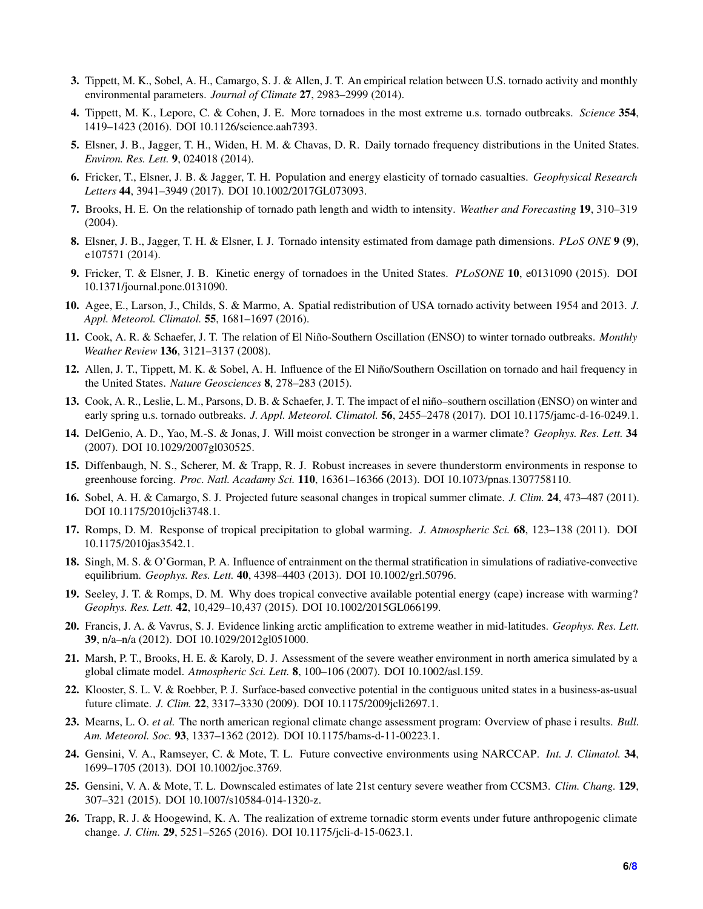**3.** Tippett, M. K., Sobel, A. H., Camargo, S. J. & Allen, J. T. An empirical relation between U.S. tornado activity and monthly environmental parameters. *Journal of Climate* **27**, 2983–2999 (2014).

**4.** Tippett, M. K., Lepore, C. & Cohen, J. E. More tornadoes in the most extreme u.s. tornado outbreaks. *Science* **354**, 1419–1423 (2016). DOI 10.1126/science.aah7393.

**5.** Elsner, J. B., Jagger, T. H., Widen, H. M. & Chavas, D. R. Daily tornado frequency distributions in the United States. *Environ. Res. Lett.* **9**, 024018 (2014).

**6.** Fricker, T., Elsner, J. B. & Jagger, T. H. Population and energy elasticity of tornado casualties. *Geophysical Research Letters* **44**, 3941–3949 (2017). DOI 10.1002/2017GL073093.

**7.** Brooks, H. E. On the relationship of tornado path length and width to intensity. *Weather and Forecasting* **19**, 310–319 (2004).

**8.** Elsner, J. B., Jagger, T. H. & Elsner, I. J. Tornado intensity estimated from damage path dimensions. *PLoS ONE* **9 (9)**, e107571 (2014).

**9.** Fricker, T. & Elsner, J. B. Kinetic energy of tornadoes in the United States. *PLoSONE* **10**, e0131090 (2015). DOI 10.1371/journal.pone.0131090.

**10.** Agee, E., Larson, J., Childs, S. & Marmo, A. Spatial redistribution of USA tornado activity between 1954 and 2013. *J. Appl. Meteorol. Climatol.* **55**, 1681–1697 (2016).

**11.** Cook, A. R. & Schaefer, J. T. The relation of El Niño-Southern Oscillation (ENSO) to winter tornado outbreaks. *Monthly Weather Review* **136**, 3121–3137 (2008).

**12.** Allen, J. T., Tippett, M. K. & Sobel, A. H. Influence of the El Niño/Southern Oscillation on tornado and hail frequency in the United States. *Nature Geosciences* **8**, 278–283 (2015).

**13.** Cook, A. R., Leslie, L. M., Parsons, D. B. & Schaefer, J. T. The impact of el niño–southern oscillation (ENSO) on winter and early spring u.s. tornado outbreaks. *J. Appl. Meteorol. Climatol.* **56**, 2455–2478 (2017). DOI 10.1175/jamc-d-16-0249.1.

**14.** DelGenio, A. D., Yao, M.-S. & Jonas, J. Will moist convection be stronger in a warmer climate? *Geophys. Res. Lett.* **34** (2007). DOI 10.1029/2007gl030525.

**15.** Diffenbaugh, N. S., Scherer, M. & Trapp, R. J. Robust increases in severe thunderstorm environments in response to greenhouse forcing. *Proc. Natl. Acadamy Sci.* **110**, 16361–16366 (2013). DOI 10.1073/pnas.1307758110.

**16.** Sobel, A. H. & Camargo, S. J. Projected future seasonal changes in tropical summer climate. *J. Clim.* **24**, 473–487 (2011). DOI 10.1175/2010jcli3748.1.

**17.** Romps, D. M. Response of tropical precipitation to global warming. *J. Atmospheric Sci.* **68**, 123–138 (2011). DOI 10.1175/2010jas3542.1.

**18.** Singh, M. S. & O'Gorman, P. A. Influence of entrainment on the thermal stratification in simulations of radiative-convective equilibrium. *Geophys. Res. Lett.* **40**, 4398–4403 (2013). DOI 10.1002/grl.50796.

**19.** Seeley, J. T. & Romps, D. M. Why does tropical convective available potential energy (cape) increase with warming? *Geophys. Res. Lett.* **42**, 10,429–10,437 (2015). DOI 10.1002/2015GL066199.

**20.** Francis, J. A. & Vavrus, S. J. Evidence linking arctic amplification to extreme weather in mid-latitudes. *Geophys. Res. Lett.* **39**, n/a–n/a (2012). DOI 10.1029/2012gl051000.

**21.** Marsh, P. T., Brooks, H. E. & Karoly, D. J. Assessment of the severe weather environment in north america simulated by a global climate model. *Atmospheric Sci. Lett.* **8**, 100–106 (2007). DOI 10.1002/asl.159.

**22.** Klooster, S. L. V. & Roebber, P. J. Surface-based convective potential in the contiguous united states in a business-as-usual future climate. *J. Clim.* **22**, 3317–3330 (2009). DOI 10.1175/2009jcli2697.1.

**23.** Mearns, L. O. *et al.* The north american regional climate change assessment program: Overview of phase i results. *Bull. Am. Meteorol. Soc.* **93**, 1337–1362 (2012). DOI 10.1175/bams-d-11-00223.1.

**24.** Gensini, V. A., Ramseyer, C. & Mote, T. L. Future convective environments using NARCCAP. *Int. J. Climatol.* **34**, 1699–1705 (2013). DOI 10.1002/joc.3769.

**25.** Gensini, V. A. & Mote, T. L. Downscaled estimates of late 21st century severe weather from CCSM3. *Clim. Chang.* **129**, 307–321 (2015). DOI 10.1007/s10584-014-1320-z.

**26.** Trapp, R. J. & Hoogewind, K. A. The realization of extreme tornadic storm events under future anthropogenic climate change. *J. Clim.* **29**, 5251–5265 (2016). DOI 10.1175/jcli-d-15-0623.1.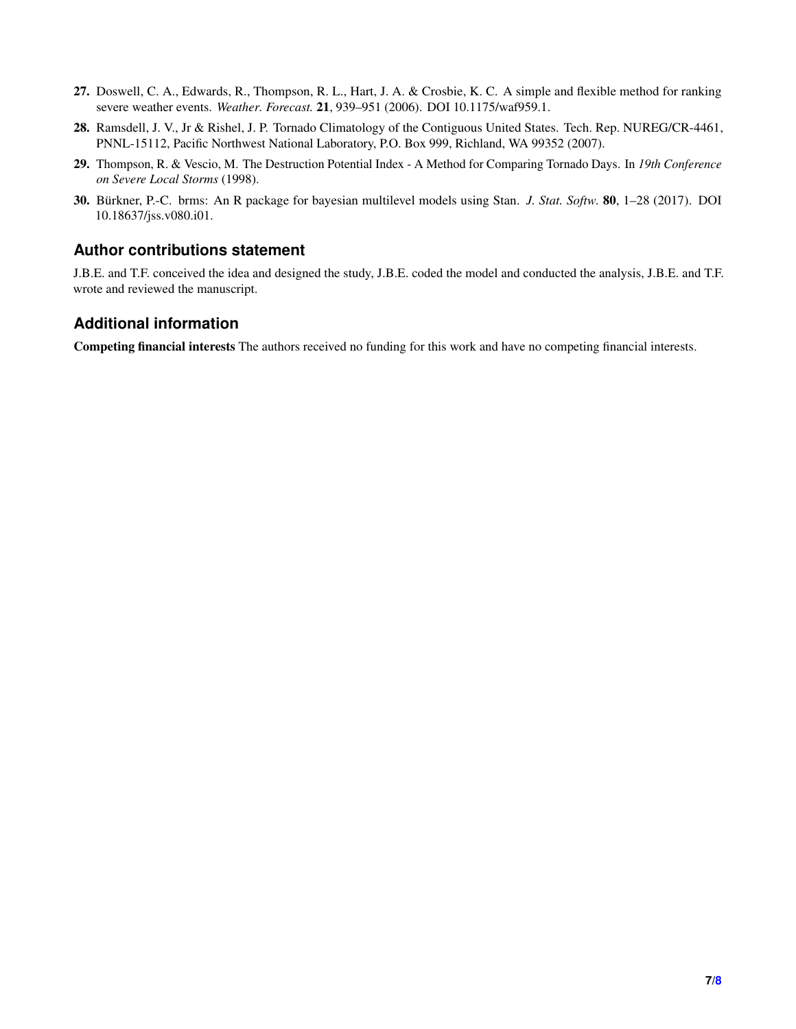27. Doswell, C. A., Edwards, R., Thompson, R. L., Hart, J. A. & Crosbie, K. C. A simple and flexible method for ranking severe weather events. *Weather. Forecast.* **21**, 939–951 (2006). DOI 10.1175/waf959.1.
28. Ramsdell, J. V., Jr & Rishel, J. P. Tornado Climatology of the Contiguous United States. Tech. Rep. NUREG/CR-4461, PNNL-15112, Pacific Northwest National Laboratory, P.O. Box 999, Richland, WA 99352 (2007).
29. Thompson, R. & Vescio, M. The Destruction Potential Index - A Method for Comparing Tornado Days. In *19th Conference on Severe Local Storms* (1998).
30. Bürkner, P.-C. brms: An R package for bayesian multilevel models using Stan. *J. Stat. Softw.* **80**, 1–28 (2017). DOI 10.18637/jss.v080.i01.

## Author contributions statement

J.B.E. and T.F. conceived the idea and designed the study, J.B.E. coded the model and conducted the analysis, J.B.E. and T.F. wrote and reviewed the manuscript.

## Additional information

**Competing financial interests** The authors received no funding for this work and have no competing financial interests.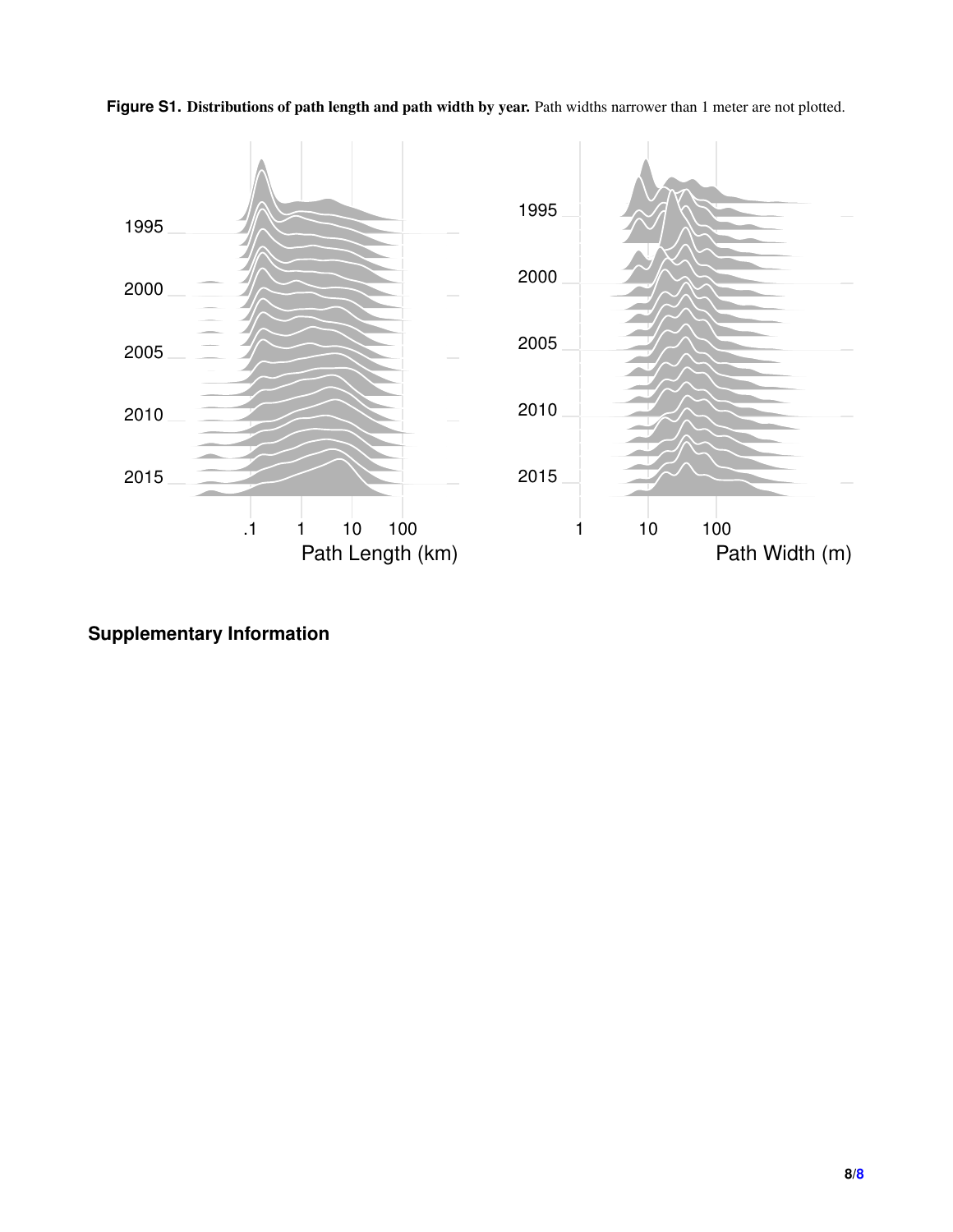**Figure S1. Distributions of path length and path width by year.** Path widths narrower than 1 meter are not plotted.

1995
2000
2005
2010
2015
.1
1
10
100
Path Length (km)

1995
2000
2005
2010
2015
1
10
100
Path Width (m)

## Supplementary Information